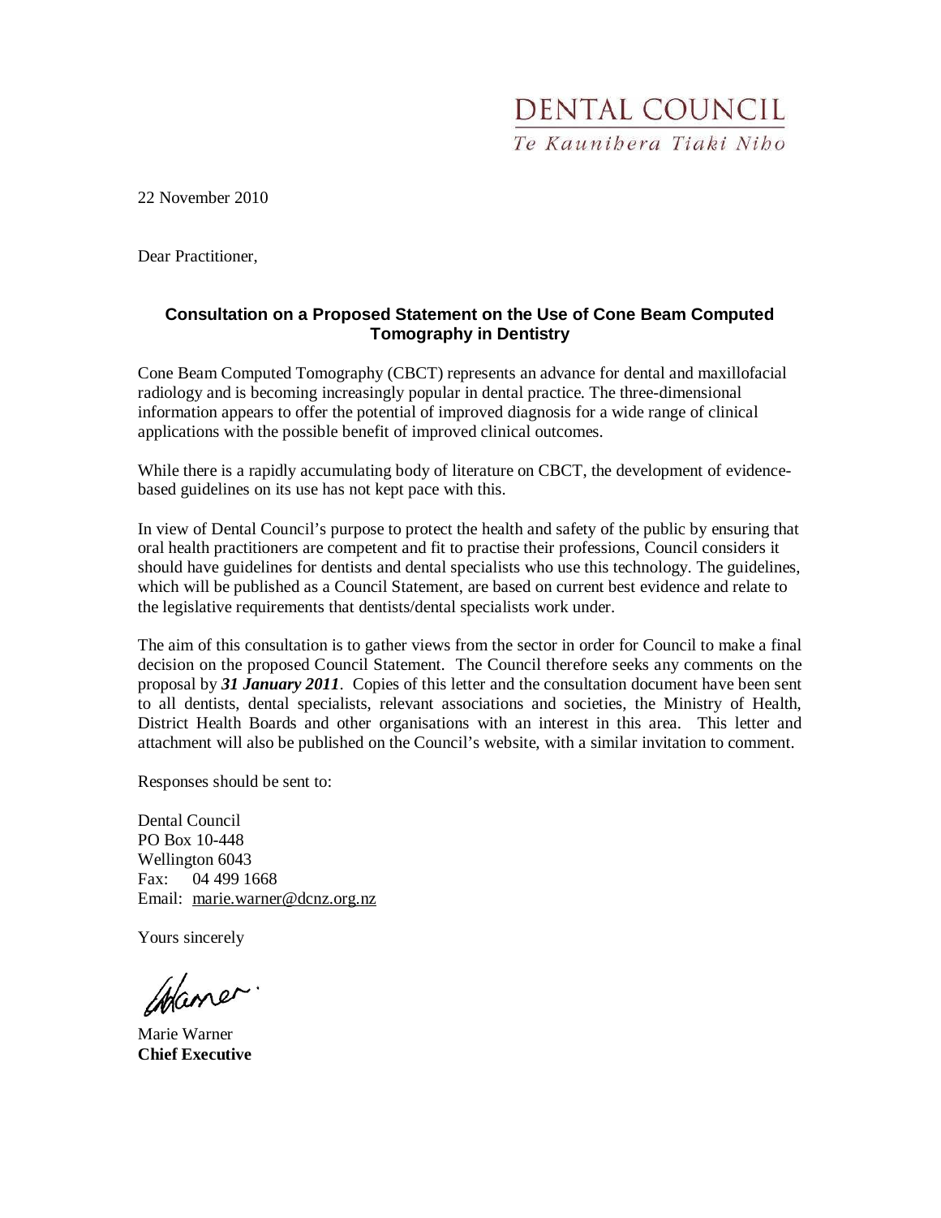DENTAL COUNCIL

*Te Kaunihera Tiaki Niho*

22 November 2010

Dear Practitioner,

## Consultation on a Proposed Statement on the Use of Cone Beam Computed Tomography in Dentistry

Cone Beam Computed Tomography (CBCT) represents an advance for dental and maxillofacial radiology and is becoming increasingly popular in dental practice. The three-dimensional information appears to offer the potential of improved diagnosis for a wide range of clinical applications with the possible benefit of improved clinical outcomes.

While there is a rapidly accumulating body of literature on CBCT, the development of evidence-based guidelines on its use has not kept pace with this.

In view of Dental Council's purpose to protect the health and safety of the public by ensuring that oral health practitioners are competent and fit to practise their professions, Council considers it should have guidelines for dentists and dental specialists who use this technology. The guidelines, which will be published as a Council Statement, are based on current best evidence and relate to the legislative requirements that dentists/dental specialists work under.

The aim of this consultation is to gather views from the sector in order for Council to make a final decision on the proposed Council Statement. The Council therefore seeks any comments on the proposal by ***31 January 2011***. Copies of this letter and the consultation document have been sent to all dentists, dental specialists, relevant associations and societies, the Ministry of Health, District Health Boards and other organisations with an interest in this area. This letter and attachment will also be published on the Council's website, with a similar invitation to comment.

Responses should be sent to:

Dental Council
PO Box 10-448
Wellington 6043
Fax: 04 499 1668
Email: marie.warner@dcnz.org.nz

Yours sincerely

Marie Warner
**Chief Executive**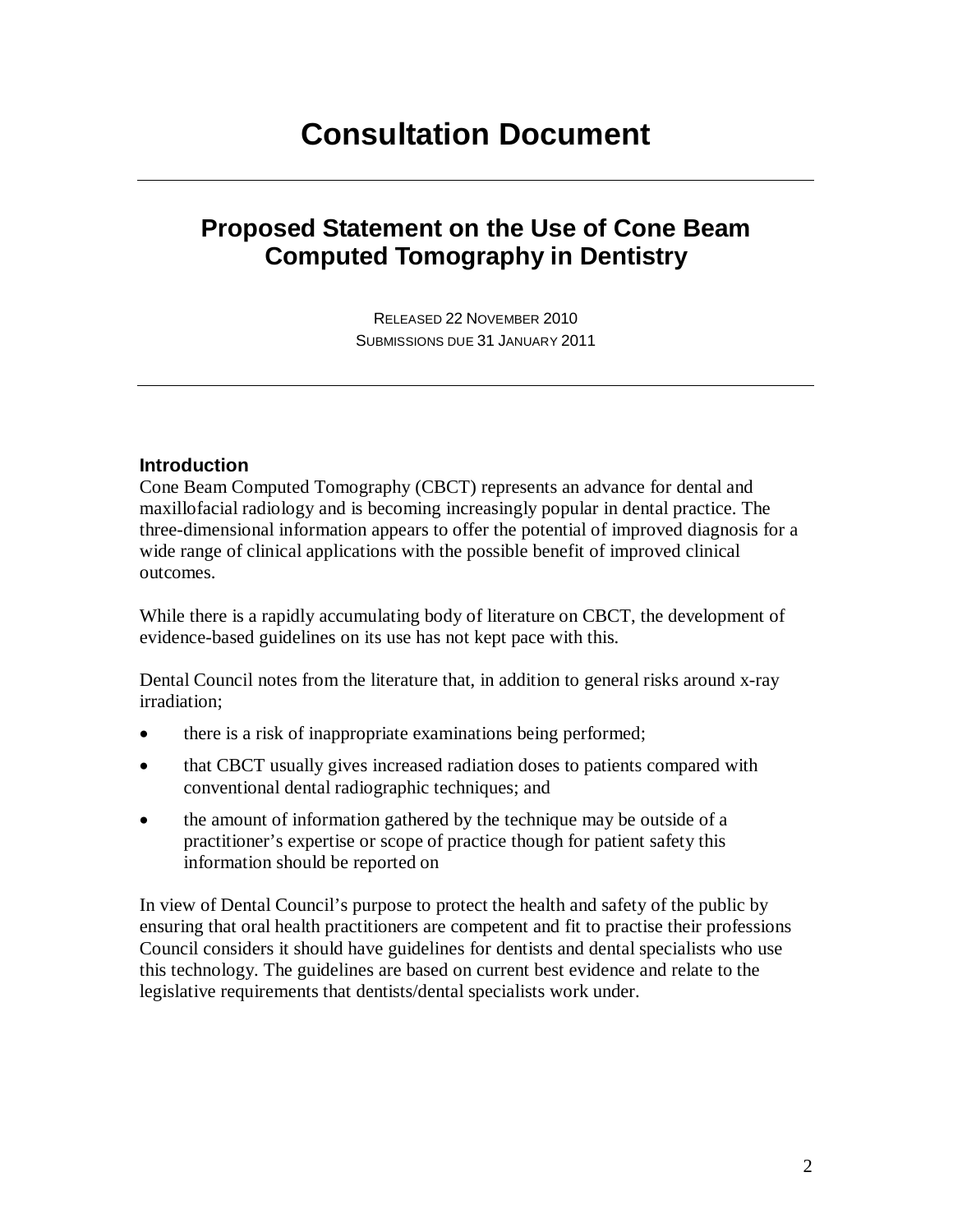# Consultation Document

## Proposed Statement on the Use of Cone Beam Computed Tomography in Dentistry

RELEASED 22 NOVEMBER 2010
SUBMISSIONS DUE 31 JANUARY 2011

### Introduction

Cone Beam Computed Tomography (CBCT) represents an advance for dental and maxillofacial radiology and is becoming increasingly popular in dental practice. The three-dimensional information appears to offer the potential of improved diagnosis for a wide range of clinical applications with the possible benefit of improved clinical outcomes.

While there is a rapidly accumulating body of literature on CBCT, the development of evidence-based guidelines on its use has not kept pace with this.

Dental Council notes from the literature that, in addition to general risks around x-ray irradiation;

- there is a risk of inappropriate examinations being performed;
- that CBCT usually gives increased radiation doses to patients compared with conventional dental radiographic techniques; and
- the amount of information gathered by the technique may be outside of a practitioner's expertise or scope of practice though for patient safety this information should be reported on

In view of Dental Council's purpose to protect the health and safety of the public by ensuring that oral health practitioners are competent and fit to practise their professions Council considers it should have guidelines for dentists and dental specialists who use this technology. The guidelines are based on current best evidence and relate to the legislative requirements that dentists/dental specialists work under.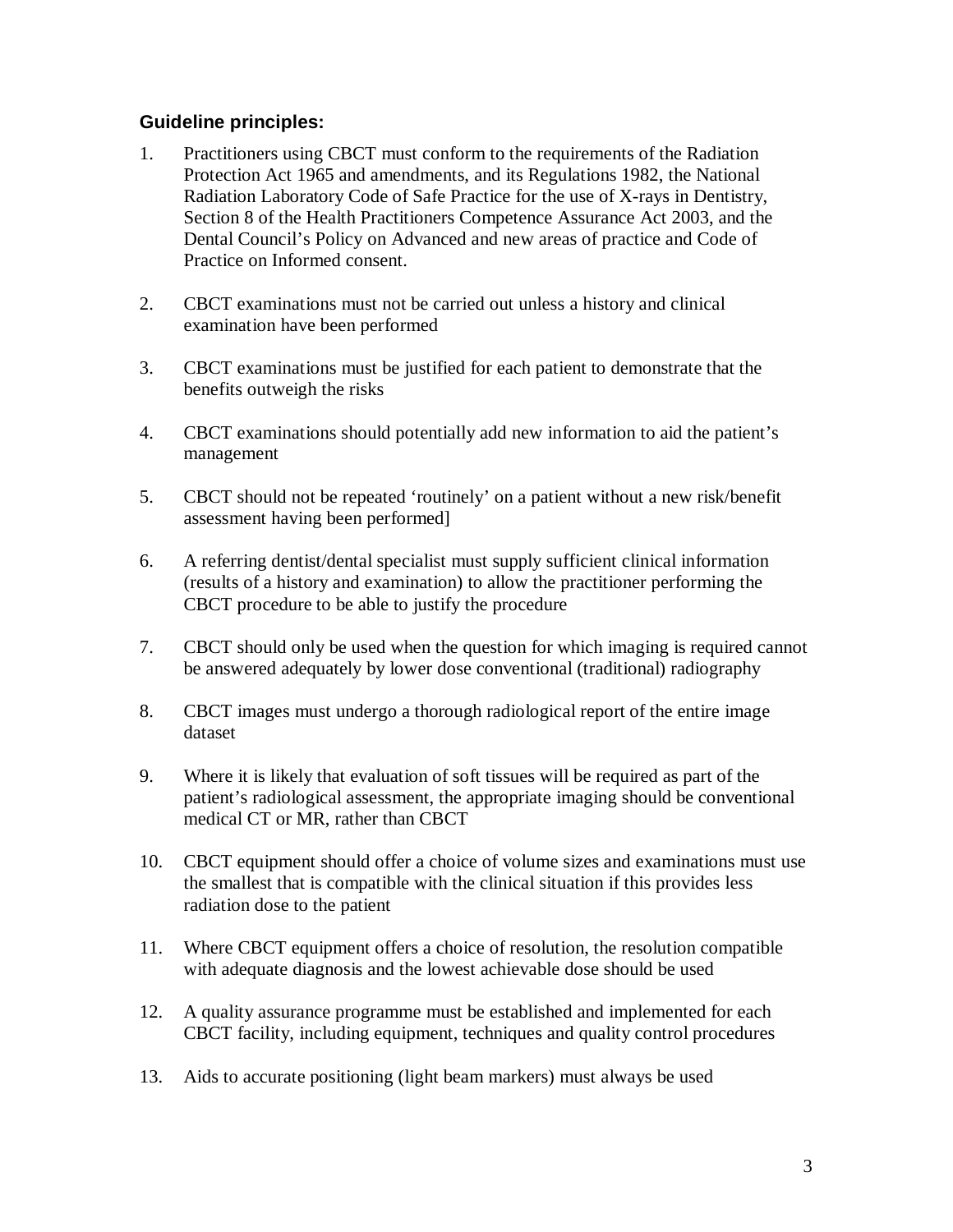**Guideline principles:**

1. Practitioners using CBCT must conform to the requirements of the Radiation Protection Act 1965 and amendments, and its Regulations 1982, the National Radiation Laboratory Code of Safe Practice for the use of X-rays in Dentistry, Section 8 of the Health Practitioners Competence Assurance Act 2003, and the Dental Council's Policy on Advanced and new areas of practice and Code of Practice on Informed consent.

2. CBCT examinations must not be carried out unless a history and clinical examination have been performed

3. CBCT examinations must be justified for each patient to demonstrate that the benefits outweigh the risks

4. CBCT examinations should potentially add new information to aid the patient's management

5. CBCT should not be repeated 'routinely' on a patient without a new risk/benefit assessment having been performed]

6. A referring dentist/dental specialist must supply sufficient clinical information (results of a history and examination) to allow the practitioner performing the CBCT procedure to be able to justify the procedure

7. CBCT should only be used when the question for which imaging is required cannot be answered adequately by lower dose conventional (traditional) radiography

8. CBCT images must undergo a thorough radiological report of the entire image dataset

9. Where it is likely that evaluation of soft tissues will be required as part of the patient's radiological assessment, the appropriate imaging should be conventional medical CT or MR, rather than CBCT

10. CBCT equipment should offer a choice of volume sizes and examinations must use the smallest that is compatible with the clinical situation if this provides less radiation dose to the patient

11. Where CBCT equipment offers a choice of resolution, the resolution compatible with adequate diagnosis and the lowest achievable dose should be used

12. A quality assurance programme must be established and implemented for each CBCT facility, including equipment, techniques and quality control procedures

13. Aids to accurate positioning (light beam markers) must always be used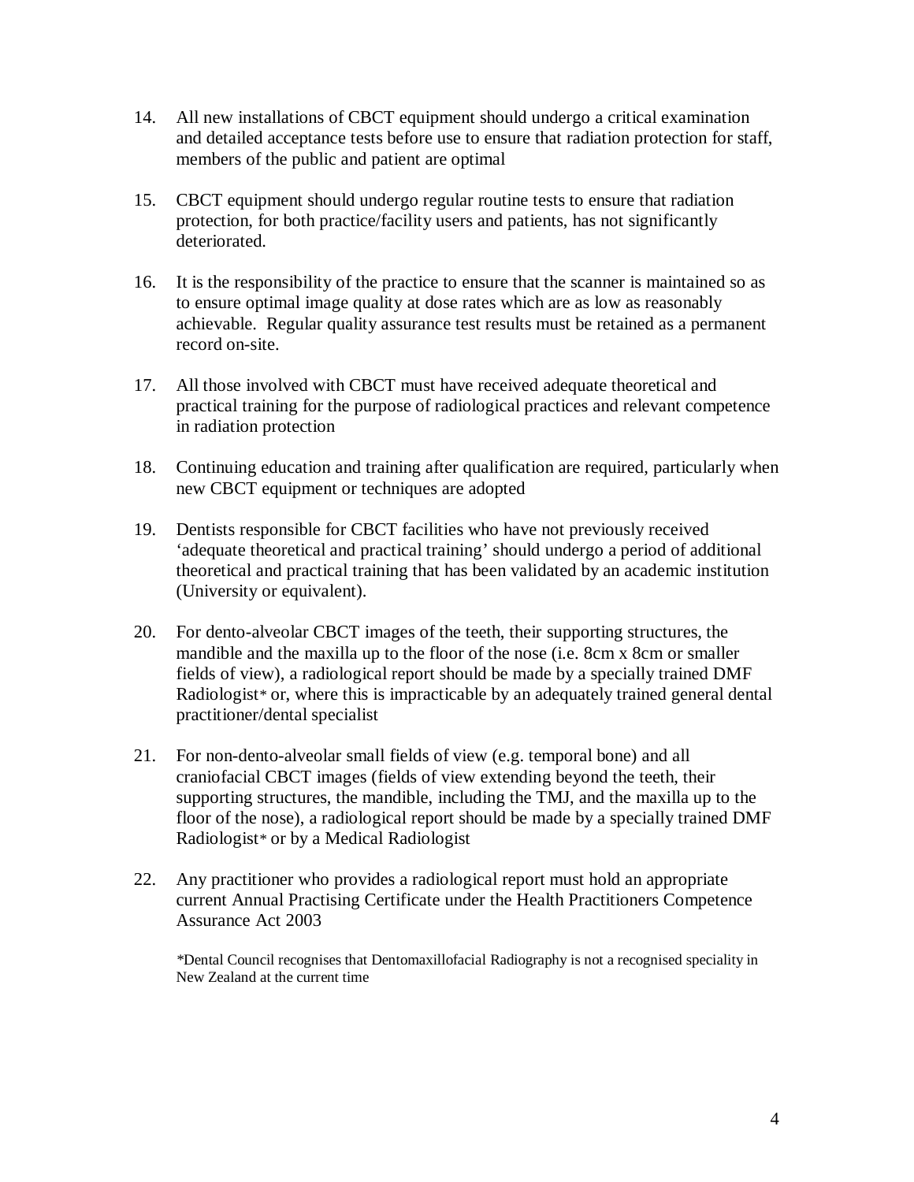14. All new installations of CBCT equipment should undergo a critical examination and detailed acceptance tests before use to ensure that radiation protection for staff, members of the public and patient are optimal

15. CBCT equipment should undergo regular routine tests to ensure that radiation protection, for both practice/facility users and patients, has not significantly deteriorated.

16. It is the responsibility of the practice to ensure that the scanner is maintained so as to ensure optimal image quality at dose rates which are as low as reasonably achievable. Regular quality assurance test results must be retained as a permanent record on-site.

17. All those involved with CBCT must have received adequate theoretical and practical training for the purpose of radiological practices and relevant competence in radiation protection

18. Continuing education and training after qualification are required, particularly when new CBCT equipment or techniques are adopted

19. Dentists responsible for CBCT facilities who have not previously received 'adequate theoretical and practical training' should undergo a period of additional theoretical and practical training that has been validated by an academic institution (University or equivalent).

20. For dento-alveolar CBCT images of the teeth, their supporting structures, the mandible and the maxilla up to the floor of the nose (i.e. 8cm x 8cm or smaller fields of view), a radiological report should be made by a specially trained DMF Radiologist* or, where this is impracticable by an adequately trained general dental practitioner/dental specialist

21. For non-dento-alveolar small fields of view (e.g. temporal bone) and all craniofacial CBCT images (fields of view extending beyond the teeth, their supporting structures, the mandible, including the TMJ, and the maxilla up to the floor of the nose), a radiological report should be made by a specially trained DMF Radiologist* or by a Medical Radiologist

22. Any practitioner who provides a radiological report must hold an appropriate current Annual Practising Certificate under the Health Practitioners Competence Assurance Act 2003

*Dental Council recognises that Dentomaxillofacial Radiography is not a recognised speciality in New Zealand at the current time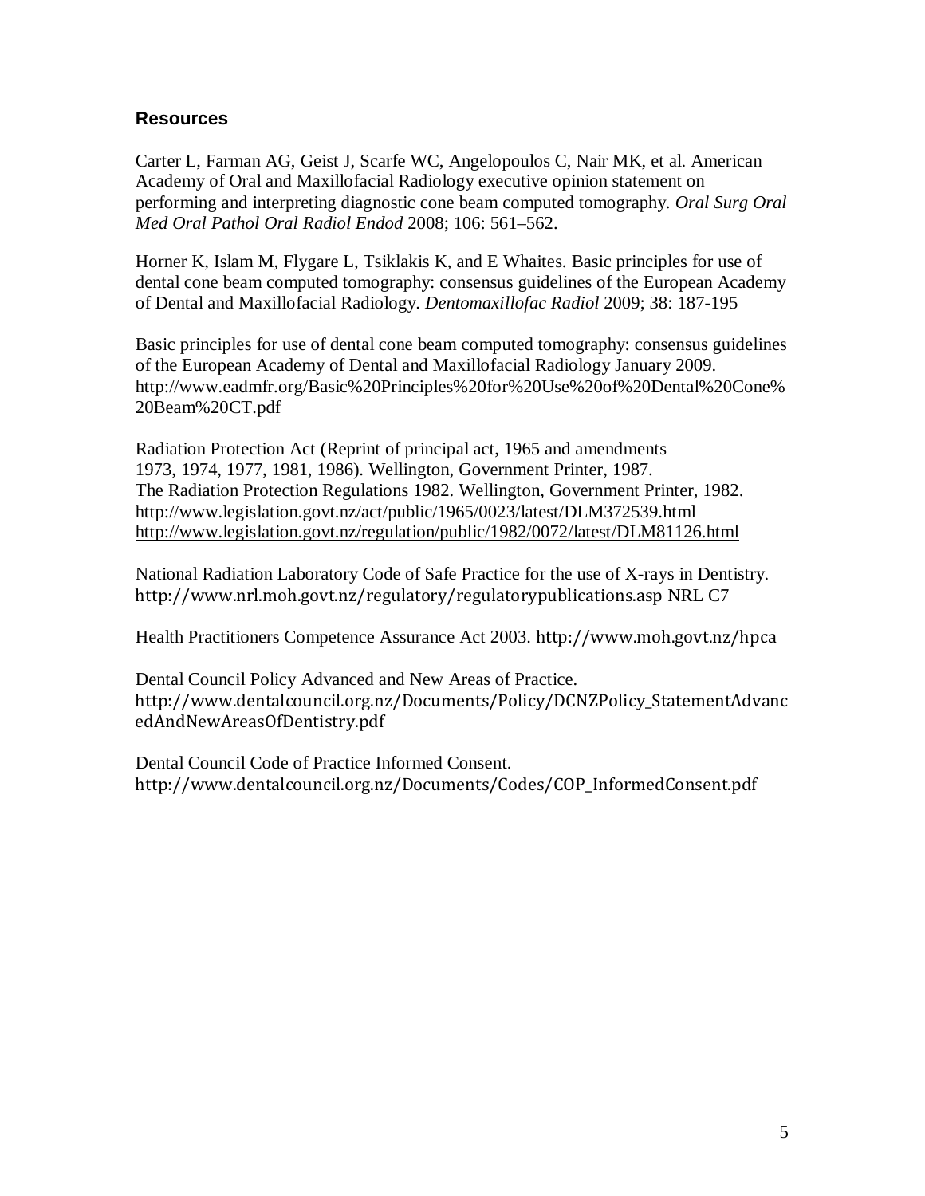## Resources

Carter L, Farman AG, Geist J, Scarfe WC, Angelopoulos C, Nair MK, et al. American Academy of Oral and Maxillofacial Radiology executive opinion statement on performing and interpreting diagnostic cone beam computed tomography. *Oral Surg Oral Med Oral Pathol Oral Radiol Endod* 2008; 106: 561–562.

Horner K, Islam M, Flygare L, Tsiklakis K, and E Whaites. Basic principles for use of dental cone beam computed tomography: consensus guidelines of the European Academy of Dental and Maxillofacial Radiology. *Dentomaxillofac Radiol* 2009; 38: 187-195

Basic principles for use of dental cone beam computed tomography: consensus guidelines of the European Academy of Dental and Maxillofacial Radiology January 2009. http://www.eadmfr.org/Basic%20Principles%20for%20Use%20of%20Dental%20Cone%20Beam%20CT.pdf

Radiation Protection Act (Reprint of principal act, 1965 and amendments 1973, 1974, 1977, 1981, 1986). Wellington, Government Printer, 1987.
The Radiation Protection Regulations 1982. Wellington, Government Printer, 1982.
http://www.legislation.govt.nz/act/public/1965/0023/latest/DLM372539.html
http://www.legislation.govt.nz/regulation/public/1982/0072/latest/DLM81126.html

National Radiation Laboratory Code of Safe Practice for the use of X-rays in Dentistry. http://www.nrl.moh.govt.nz/regulatory/regulatorypublications.asp NRL C7

Health Practitioners Competence Assurance Act 2003. http://www.moh.govt.nz/hpca

Dental Council Policy Advanced and New Areas of Practice. http://www.dentalcouncil.org.nz/Documents/Policy/DCNZPolicy_StatementAdvancedAndNewAreasOfDentistry.pdf

Dental Council Code of Practice Informed Consent. http://www.dentalcouncil.org.nz/Documents/Codes/COP_InformedConsent.pdf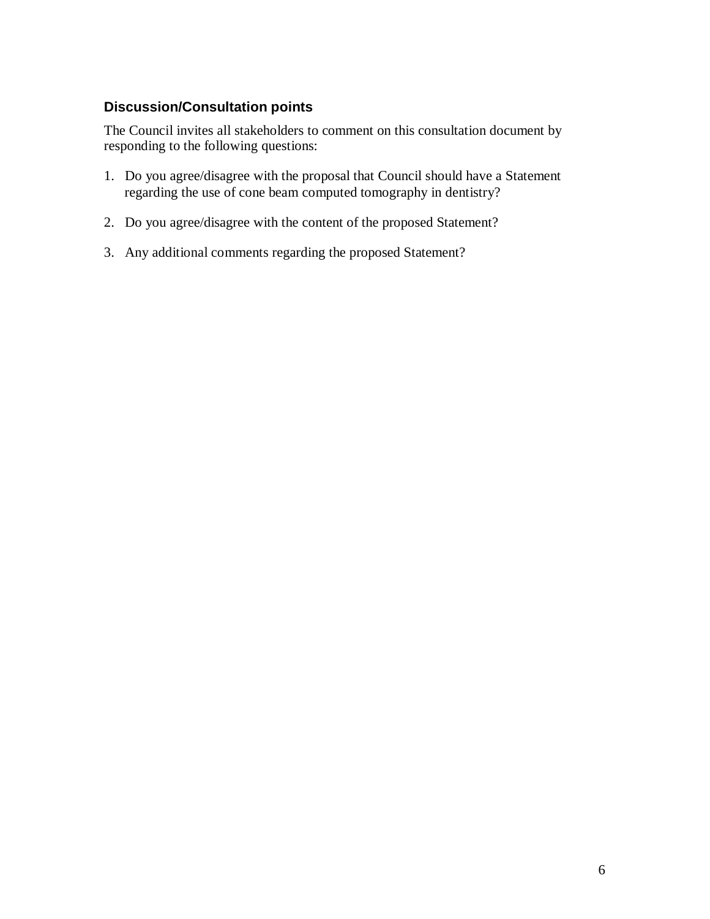### Discussion/Consultation points

The Council invites all stakeholders to comment on this consultation document by responding to the following questions:

1. Do you agree/disagree with the proposal that Council should have a Statement regarding the use of cone beam computed tomography in dentistry?

2. Do you agree/disagree with the content of the proposed Statement?

3. Any additional comments regarding the proposed Statement?